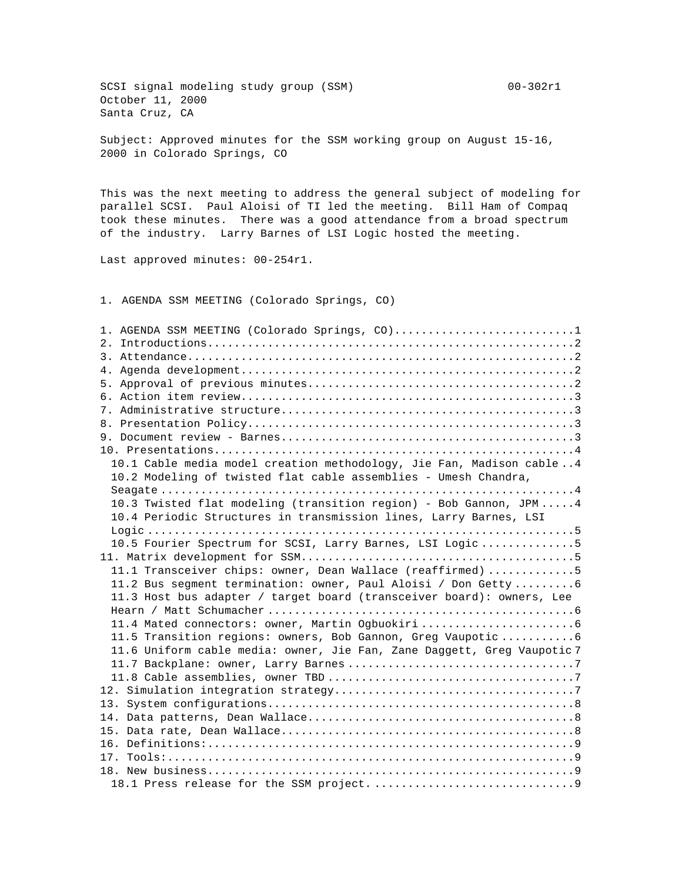SCSI signal modeling study group (SSM) 00-302r1
October 11, 2000
Santa Cruz, CA

Subject: Approved minutes for the SSM working group on August 15-16, 2000 in Colorado Springs, CO

This was the next meeting to address the general subject of modeling for parallel SCSI. Paul Aloisi of TI led the meeting. Bill Ham of Compaq took these minutes. There was a good attendance from a broad spectrum of the industry. Larry Barnes of LSI Logic hosted the meeting.

Last approved minutes: 00-254r1.

# 1. AGENDA SSM MEETING (Colorado Springs, CO)

1. AGENDA SSM MEETING (Colorado Springs, CO)............................1
2. Introductions.......................................................2
3. Attendance..........................................................2
4. Agenda development..................................................2
5. Approval of previous minutes........................................2
6. Action item review..................................................3
7. Administrative structure............................................3
8. Presentation Policy.................................................3
9. Document review - Barnes............................................3
10. Presentations......................................................4
   - 10.1 Cable media model creation methodology, Jie Fan, Madison cable ..4
   - 10.2 Modeling of twisted flat cable assemblies - Umesh Chandra, Seagate ...........................................................4
   - 10.3 Twisted flat modeling (transition region) - Bob Gannon, JPM .....4
   - 10.4 Periodic Structures in transmission lines, Larry Barnes, LSI Logic ............................................................5
   - 10.5 Fourier Spectrum for SCSI, Larry Barnes, LSI Logic ..............5
11. Matrix development for SSM.........................................5
   - 11.1 Transceiver chips: owner, Dean Wallace (reaffirmed) .............5
   - 11.2 Bus segment termination: owner, Paul Aloisi / Don Getty .........6
   - 11.3 Host bus adapter / target board (transceiver board): owners, Lee Hearn / Matt Schumacher .............................................6
   - 11.4 Mated connectors: owner, Martin Ogbuokiri .......................6
   - 11.5 Transition regions: owners, Bob Gannon, Greg Vaupotic ...........6
   - 11.6 Uniform cable media: owner, Jie Fan, Zane Daggett, Greg Vaupotic 7
   - 11.7 Backplane: owner, Larry Barnes .................................7
   - 11.8 Cable assemblies, owner TBD ....................................7
12. Simulation integration strategy....................................7
13. System configurations..............................................8
14. Data patterns, Dean Wallace........................................8
15. Data rate, Dean Wallace............................................8
16. Definitions:.......................................................9
17. Tools:.............................................................9
18. New business.......................................................9
   - 18.1 Press release for the SSM project...............................9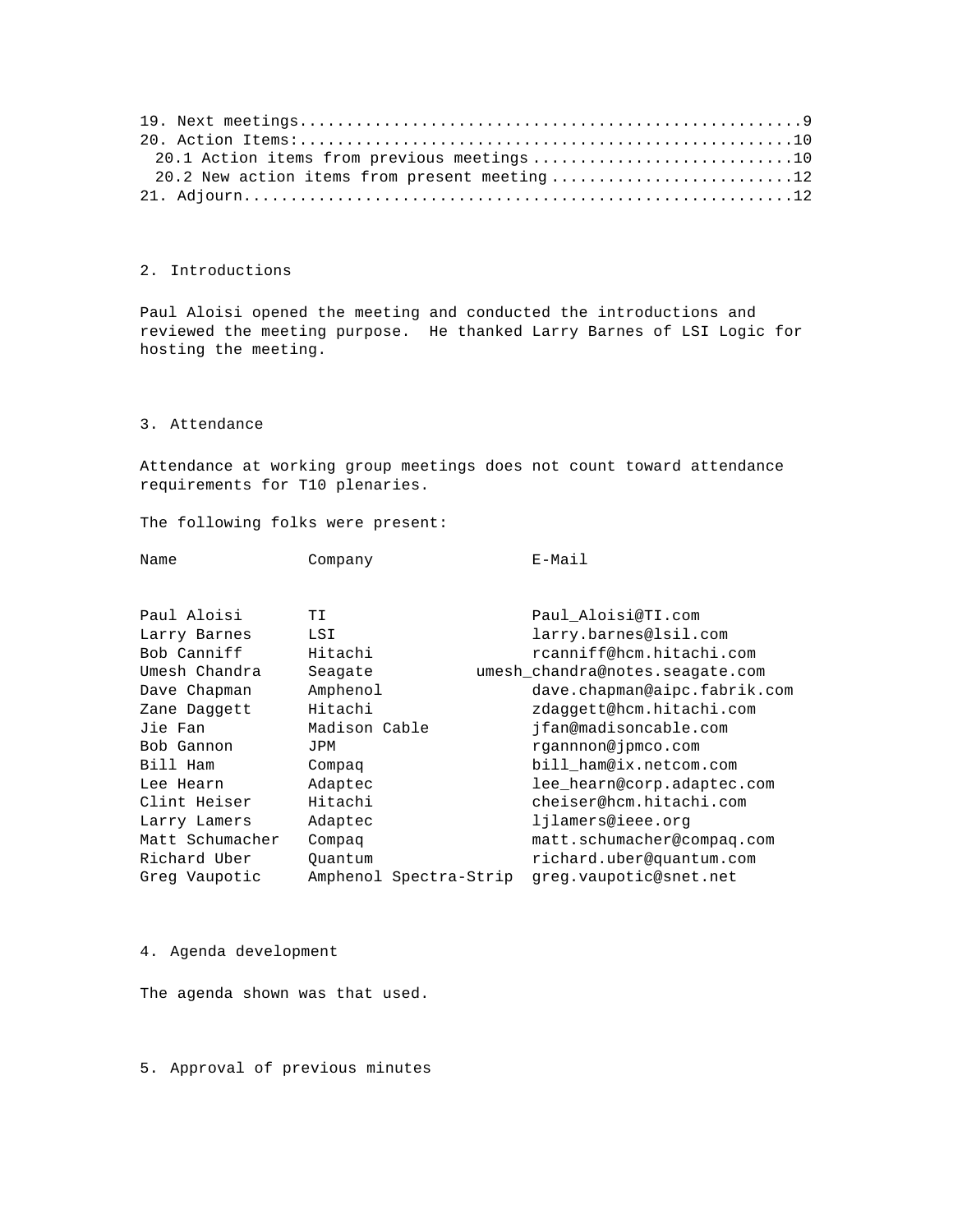19. Next meetings.....................................................9
20. Action Items:.....................................................10
  20.1 Action items from previous meetings ............................10
  20.2 New action items from present meeting ..........................12
21. Adjourn...........................................................12

## 2. Introductions

Paul Aloisi opened the meeting and conducted the introductions and reviewed the meeting purpose. He thanked Larry Barnes of LSI Logic for hosting the meeting.

## 3. Attendance

Attendance at working group meetings does not count toward attendance requirements for T10 plenaries.

The following folks were present:

| Name | Company | E-Mail |
|---|---|---|
| Paul Aloisi | TI | Paul_Aloisi@TI.com |
| Larry Barnes | LSI | larry.barnes@lsil.com |
| Bob Canniff | Hitachi | rcanniff@hcm.hitachi.com |
| Umesh Chandra | Seagate | umesh_chandra@notes.seagate.com |
| Dave Chapman | Amphenol | dave.chapman@aipc.fabrik.com |
| Zane Daggett | Hitachi | zdaggett@hcm.hitachi.com |
| Jie Fan | Madison Cable | jfan@madisoncable.com |
| Bob Gannon | JPM | rgannnon@jpmco.com |
| Bill Ham | Compaq | bill_ham@ix.netcom.com |
| Lee Hearn | Adaptec | lee_hearn@corp.adaptec.com |
| Clint Heiser | Hitachi | cheiser@hcm.hitachi.com |
| Larry Lamers | Adaptec | ljlamers@ieee.org |
| Matt Schumacher | Compaq | matt.schumacher@compaq.com |
| Richard Uber | Quantum | richard.uber@quantum.com |
| Greg Vaupotic | Amphenol Spectra-Strip | greg.vaupotic@snet.net |

## 4. Agenda development

The agenda shown was that used.

## 5. Approval of previous minutes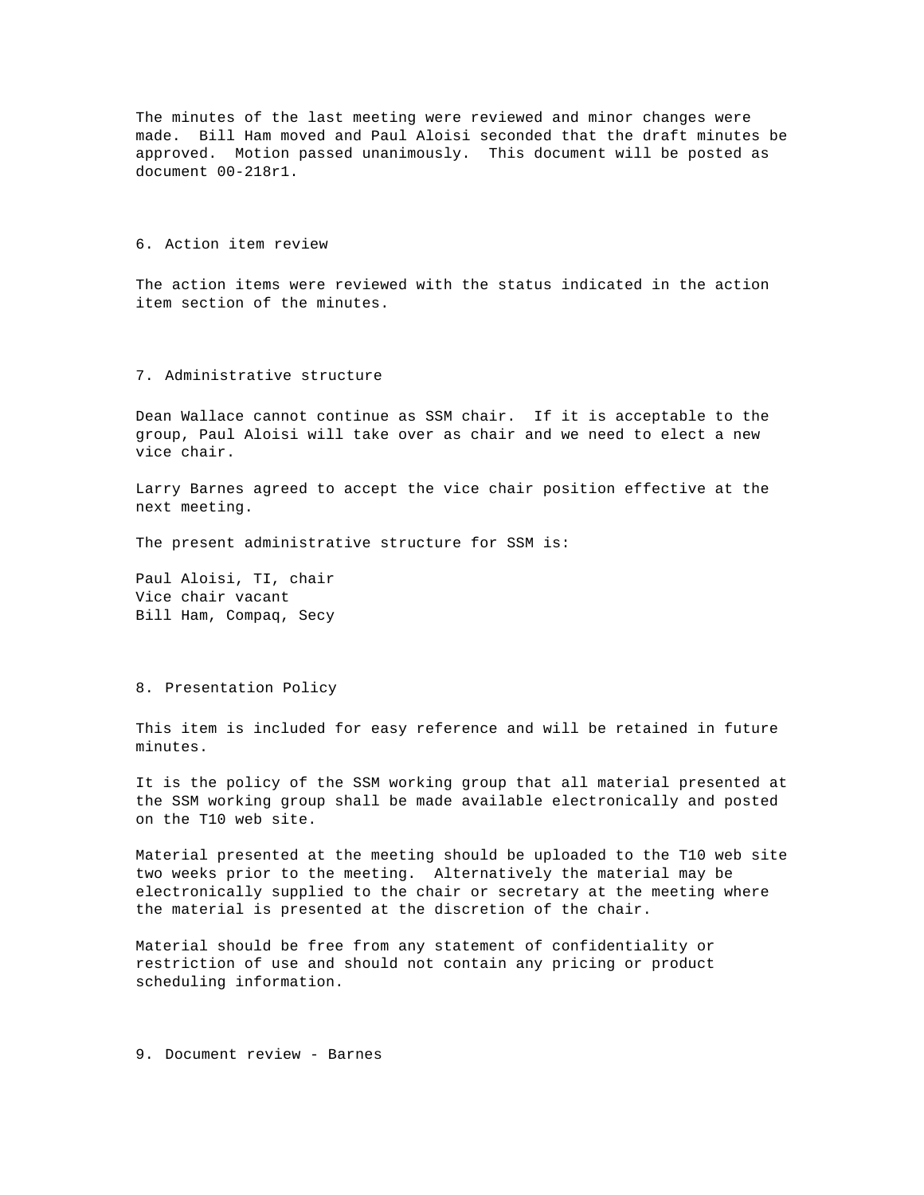The minutes of the last meeting were reviewed and minor changes were made. Bill Ham moved and Paul Aloisi seconded that the draft minutes be approved. Motion passed unanimously. This document will be posted as document 00-218r1.

## 6. Action item review

The action items were reviewed with the status indicated in the action item section of the minutes.

## 7. Administrative structure

Dean Wallace cannot continue as SSM chair. If it is acceptable to the group, Paul Aloisi will take over as chair and we need to elect a new vice chair.

Larry Barnes agreed to accept the vice chair position effective at the next meeting.

The present administrative structure for SSM is:

Paul Aloisi, TI, chair
Vice chair vacant
Bill Ham, Compaq, Secy

## 8. Presentation Policy

This item is included for easy reference and will be retained in future minutes.

It is the policy of the SSM working group that all material presented at the SSM working group shall be made available electronically and posted on the T10 web site.

Material presented at the meeting should be uploaded to the T10 web site two weeks prior to the meeting. Alternatively the material may be electronically supplied to the chair or secretary at the meeting where the material is presented at the discretion of the chair.

Material should be free from any statement of confidentiality or restriction of use and should not contain any pricing or product scheduling information.

## 9. Document review - Barnes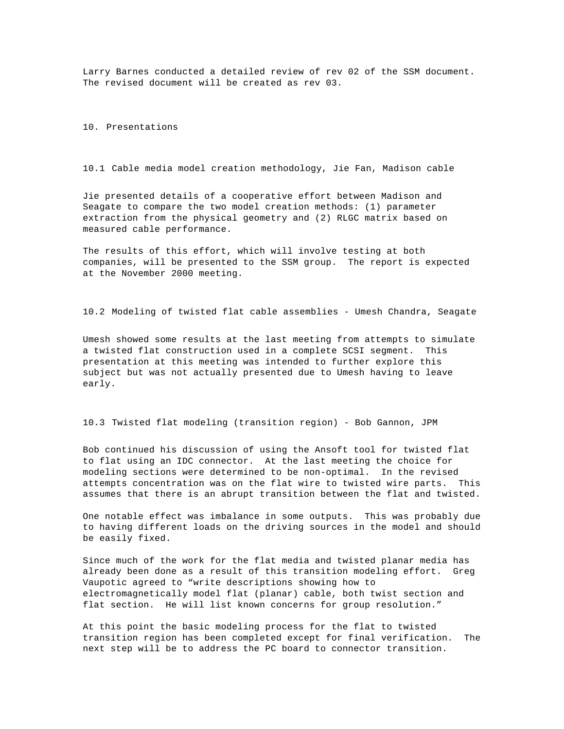Larry Barnes conducted a detailed review of rev 02 of the SSM document. The revised document will be created as rev 03.

## 10. Presentations

### 10.1 Cable media model creation methodology, Jie Fan, Madison cable

Jie presented details of a cooperative effort between Madison and Seagate to compare the two model creation methods: (1) parameter extraction from the physical geometry and (2) RLGC matrix based on measured cable performance.

The results of this effort, which will involve testing at both companies, will be presented to the SSM group. The report is expected at the November 2000 meeting.

### 10.2 Modeling of twisted flat cable assemblies - Umesh Chandra, Seagate

Umesh showed some results at the last meeting from attempts to simulate a twisted flat construction used in a complete SCSI segment. This presentation at this meeting was intended to further explore this subject but was not actually presented due to Umesh having to leave early.

### 10.3 Twisted flat modeling (transition region) - Bob Gannon, JPM

Bob continued his discussion of using the Ansoft tool for twisted flat to flat using an IDC connector. At the last meeting the choice for modeling sections were determined to be non-optimal. In the revised attempts concentration was on the flat wire to twisted wire parts. This assumes that there is an abrupt transition between the flat and twisted.

One notable effect was imbalance in some outputs. This was probably due to having different loads on the driving sources in the model and should be easily fixed.

Since much of the work for the flat media and twisted planar media has already been done as a result of this transition modeling effort. Greg Vaupotic agreed to “write descriptions showing how to electromagnetically model flat (planar) cable, both twist section and flat section. He will list known concerns for group resolution.”

At this point the basic modeling process for the flat to twisted transition region has been completed except for final verification. The next step will be to address the PC board to connector transition.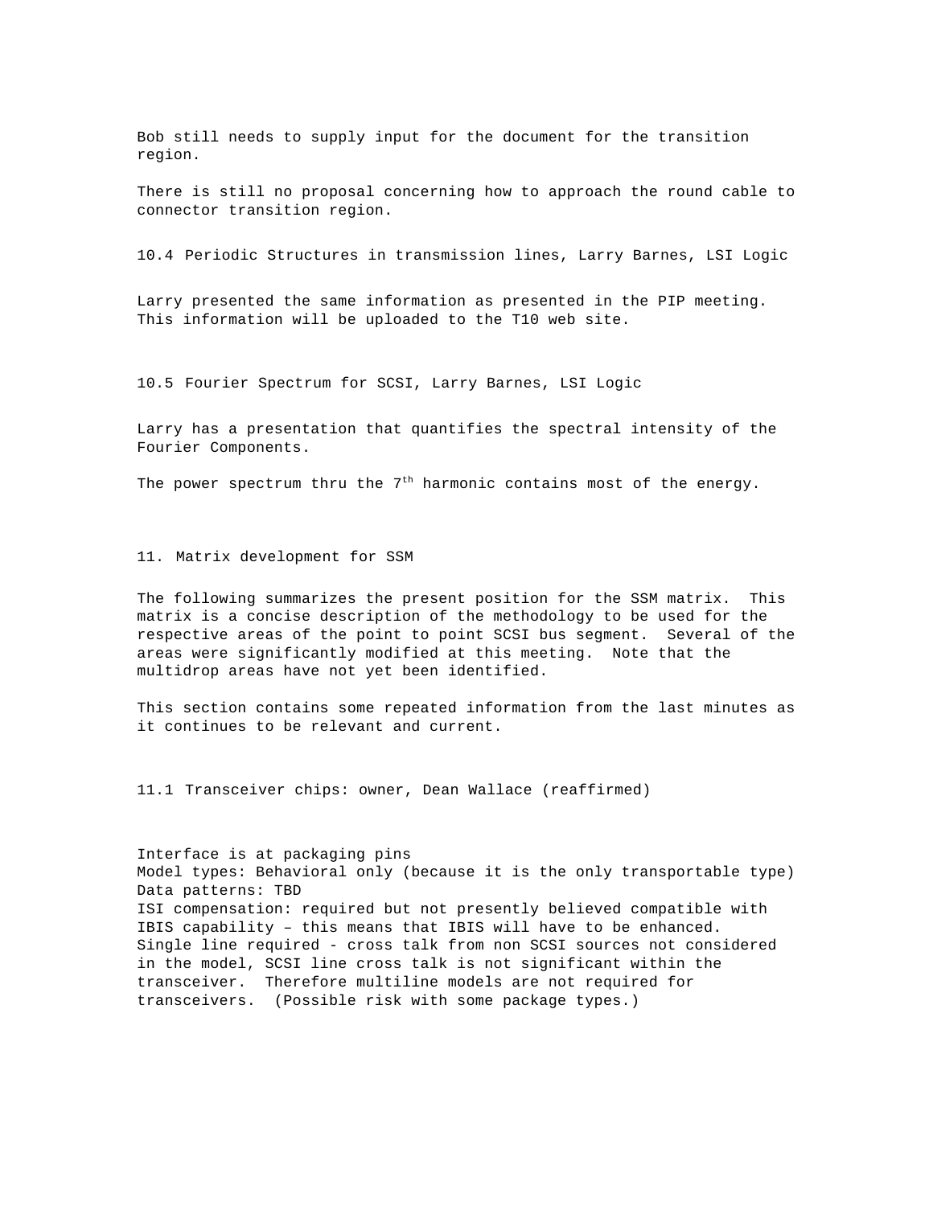Bob still needs to supply input for the document for the transition region.

There is still no proposal concerning how to approach the round cable to connector transition region.

## 10.4 Periodic Structures in transmission lines, Larry Barnes, LSI Logic

Larry presented the same information as presented in the PIP meeting. This information will be uploaded to the T10 web site.

## 10.5 Fourier Spectrum for SCSI, Larry Barnes, LSI Logic

Larry has a presentation that quantifies the spectral intensity of the Fourier Components.

The power spectrum thru the $7^{th}$ harmonic contains most of the energy.

# 11. Matrix development for SSM

The following summarizes the present position for the SSM matrix. This matrix is a concise description of the methodology to be used for the respective areas of the point to point SCSI bus segment. Several of the areas were significantly modified at this meeting. Note that the multidrop areas have not yet been identified.

This section contains some repeated information from the last minutes as it continues to be relevant and current.

## 11.1 Transceiver chips: owner, Dean Wallace (reaffirmed)

Interface is at packaging pins
Model types: Behavioral only (because it is the only transportable type)
Data patterns: TBD
ISI compensation: required but not presently believed compatible with IBIS capability – this means that IBIS will have to be enhanced.
Single line required - cross talk from non SCSI sources not considered in the model, SCSI line cross talk is not significant within the transceiver. Therefore multiline models are not required for transceivers. (Possible risk with some package types.)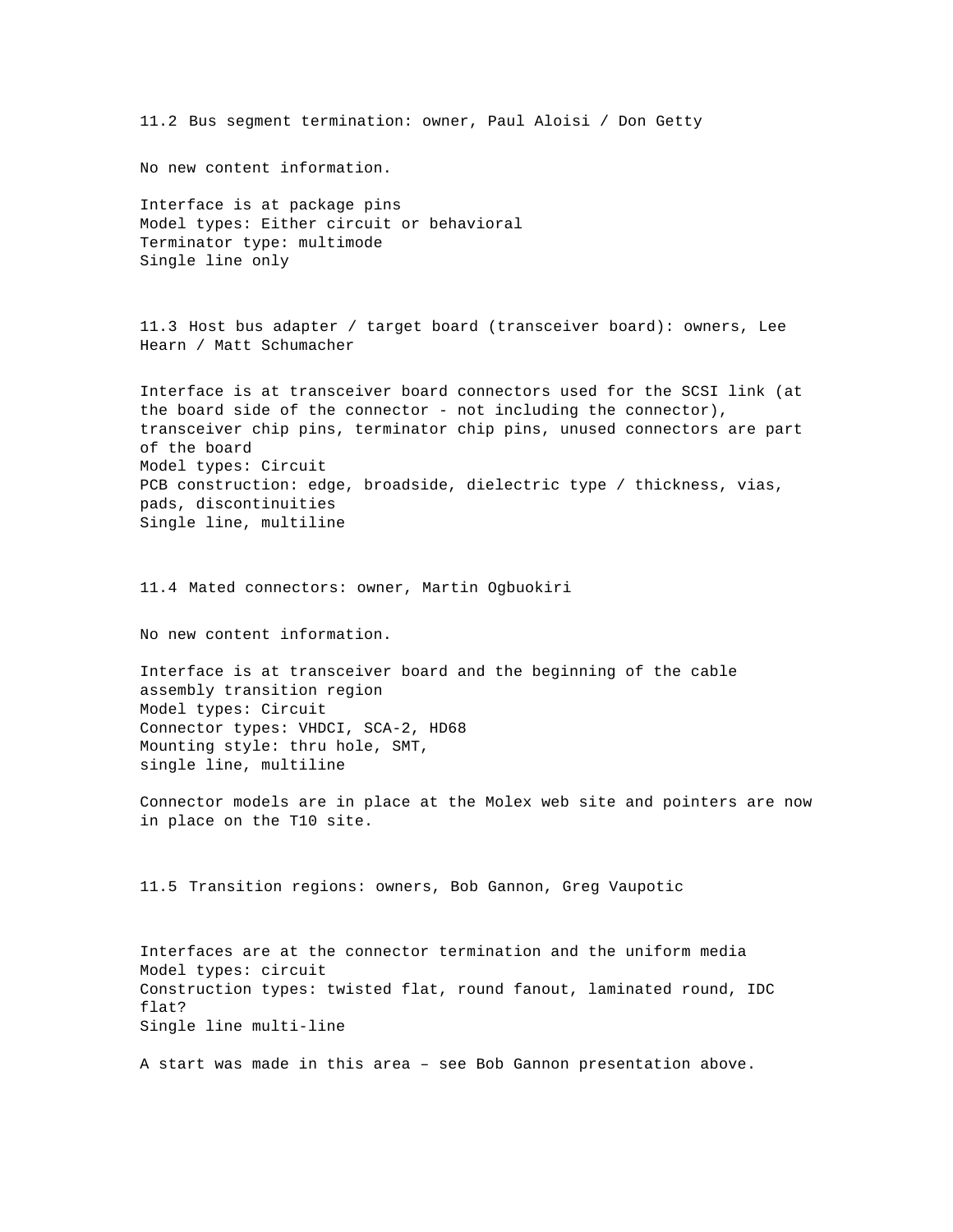11.2 Bus segment termination: owner, Paul Aloisi / Don Getty

No new content information.

Interface is at package pins
Model types: Either circuit or behavioral
Terminator type: multimode
Single line only

11.3 Host bus adapter / target board (transceiver board): owners, Lee Hearn / Matt Schumacher

Interface is at transceiver board connectors used for the SCSI link (at the board side of the connector - not including the connector), transceiver chip pins, terminator chip pins, unused connectors are part of the board
Model types: Circuit
PCB construction: edge, broadside, dielectric type / thickness, vias, pads, discontinuities
Single line, multiline

11.4 Mated connectors: owner, Martin Ogbuokiri

No new content information.

Interface is at transceiver board and the beginning of the cable assembly transition region
Model types: Circuit
Connector types: VHDCI, SCA-2, HD68
Mounting style: thru hole, SMT,
single line, multiline

Connector models are in place at the Molex web site and pointers are now in place on the T10 site.

11.5 Transition regions: owners, Bob Gannon, Greg Vaupotic

Interfaces are at the connector termination and the uniform media
Model types: circuit
Construction types: twisted flat, round fanout, laminated round, IDC flat?
Single line multi-line

A start was made in this area – see Bob Gannon presentation above.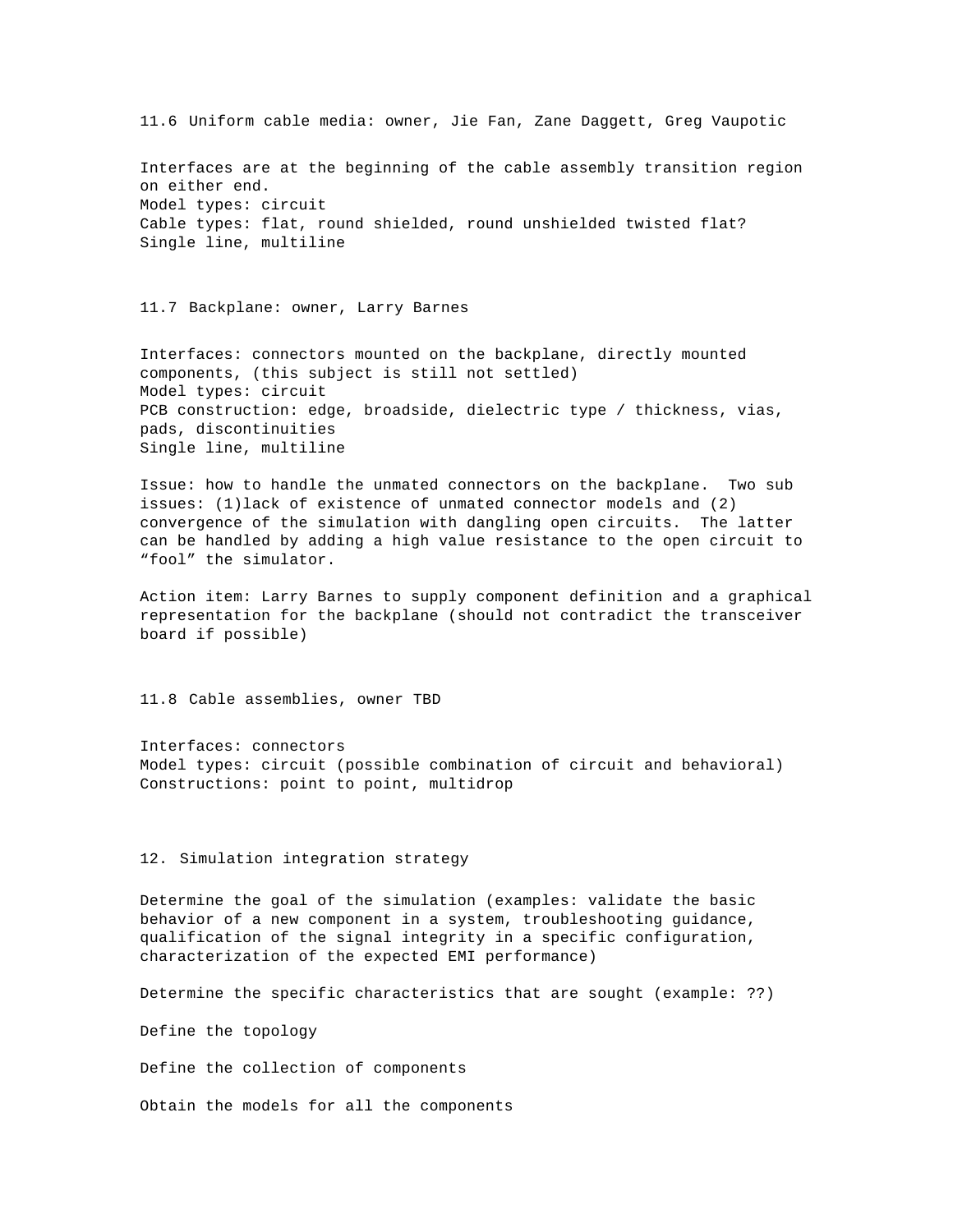### 11.6 Uniform cable media: owner, Jie Fan, Zane Daggett, Greg Vaupotic

Interfaces are at the beginning of the cable assembly transition region on either end.
Model types: circuit
Cable types: flat, round shielded, round unshielded twisted flat?
Single line, multiline

### 11.7 Backplane: owner, Larry Barnes

Interfaces: connectors mounted on the backplane, directly mounted components, (this subject is still not settled)
Model types: circuit
PCB construction: edge, broadside, dielectric type / thickness, vias, pads, discontinuities
Single line, multiline

Issue: how to handle the unmated connectors on the backplane. Two sub issues: (1)lack of existence of unmated connector models and (2) convergence of the simulation with dangling open circuits. The latter can be handled by adding a high value resistance to the open circuit to "fool" the simulator.

Action item: Larry Barnes to supply component definition and a graphical representation for the backplane (should not contradict the transceiver board if possible)

### 11.8 Cable assemblies, owner TBD

Interfaces: connectors
Model types: circuit (possible combination of circuit and behavioral)
Constructions: point to point, multidrop

## 12. Simulation integration strategy

Determine the goal of the simulation (examples: validate the basic behavior of a new component in a system, troubleshooting guidance, qualification of the signal integrity in a specific configuration, characterization of the expected EMI performance)

Determine the specific characteristics that are sought (example: ??)

Define the topology

Define the collection of components

Obtain the models for all the components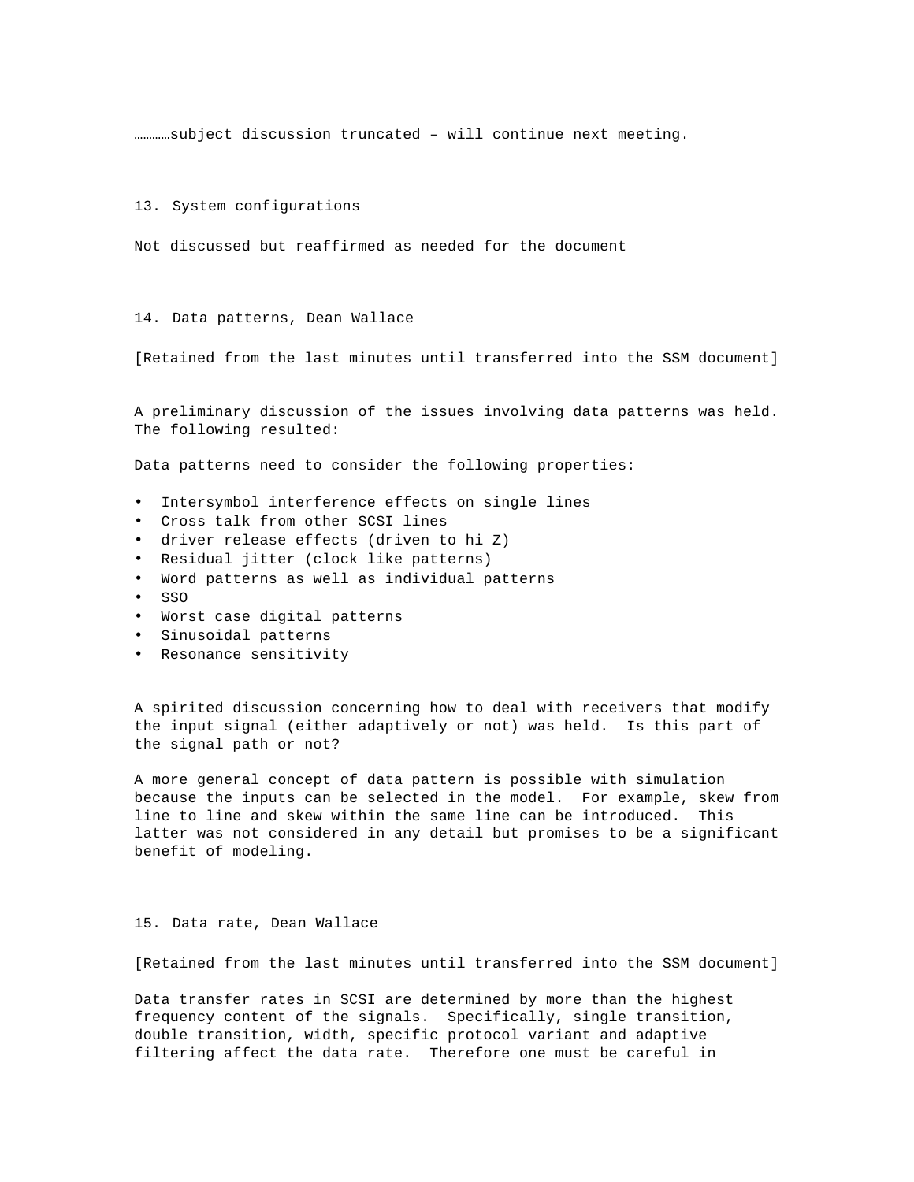…………subject discussion truncated – will continue next meeting.

## 13. System configurations

Not discussed but reaffirmed as needed for the document

## 14. Data patterns, Dean Wallace

[Retained from the last minutes until transferred into the SSM document]

A preliminary discussion of the issues involving data patterns was held. The following resulted:

Data patterns need to consider the following properties:

- Intersymbol interference effects on single lines
- Cross talk from other SCSI lines
- driver release effects (driven to hi Z)
- Residual jitter (clock like patterns)
- Word patterns as well as individual patterns
- SSO
- Worst case digital patterns
- Sinusoidal patterns
- Resonance sensitivity

A spirited discussion concerning how to deal with receivers that modify the input signal (either adaptively or not) was held. Is this part of the signal path or not?

A more general concept of data pattern is possible with simulation because the inputs can be selected in the model. For example, skew from line to line and skew within the same line can be introduced. This latter was not considered in any detail but promises to be a significant benefit of modeling.

## 15. Data rate, Dean Wallace

[Retained from the last minutes until transferred into the SSM document]

Data transfer rates in SCSI are determined by more than the highest frequency content of the signals. Specifically, single transition, double transition, width, specific protocol variant and adaptive filtering affect the data rate. Therefore one must be careful in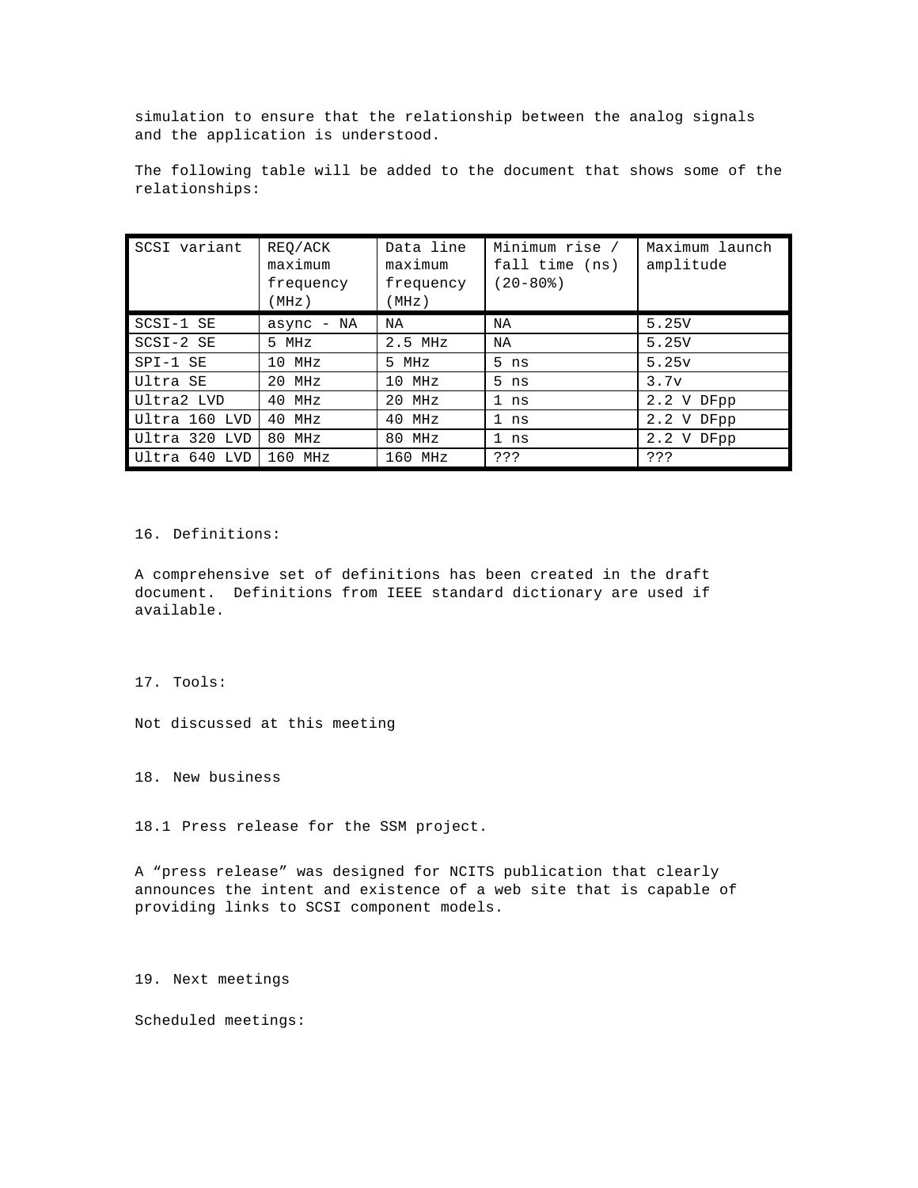simulation to ensure that the relationship between the analog signals and the application is understood.

The following table will be added to the document that shows some of the relationships:

| SCSI variant | REQ/ACK maximum frequency (MHz) | Data line maximum frequency (MHz) | Minimum rise / fall time (ns) (20-80%) | Maximum launch amplitude |
|---|---|---|---|---|
| SCSI-1 SE | async - NA | NA | NA | 5.25V |
| SCSI-2 SE | 5 MHz | 2.5 MHz | NA | 5.25V |
| SPI-1 SE | 10 MHz | 5 MHz | 5 ns | 5.25v |
| Ultra SE | 20 MHz | 10 MHz | 5 ns | 3.7v |
| Ultra2 LVD | 40 MHz | 20 MHz | 1 ns | 2.2 V DFpp |
| Ultra 160 LVD | 40 MHz | 40 MHz | 1 ns | 2.2 V DFpp |
| Ultra 320 LVD | 80 MHz | 80 MHz | 1 ns | 2.2 V DFpp |
| Ultra 640 LVD | 160 MHz | 160 MHz | ??? | ??? |

## 16. Definitions:

A comprehensive set of definitions has been created in the draft document. Definitions from IEEE standard dictionary are used if available.

## 17. Tools:

Not discussed at this meeting

## 18. New business

### 18.1 Press release for the SSM project.

A “press release” was designed for NCITS publication that clearly announces the intent and existence of a web site that is capable of providing links to SCSI component models.

## 19. Next meetings

Scheduled meetings: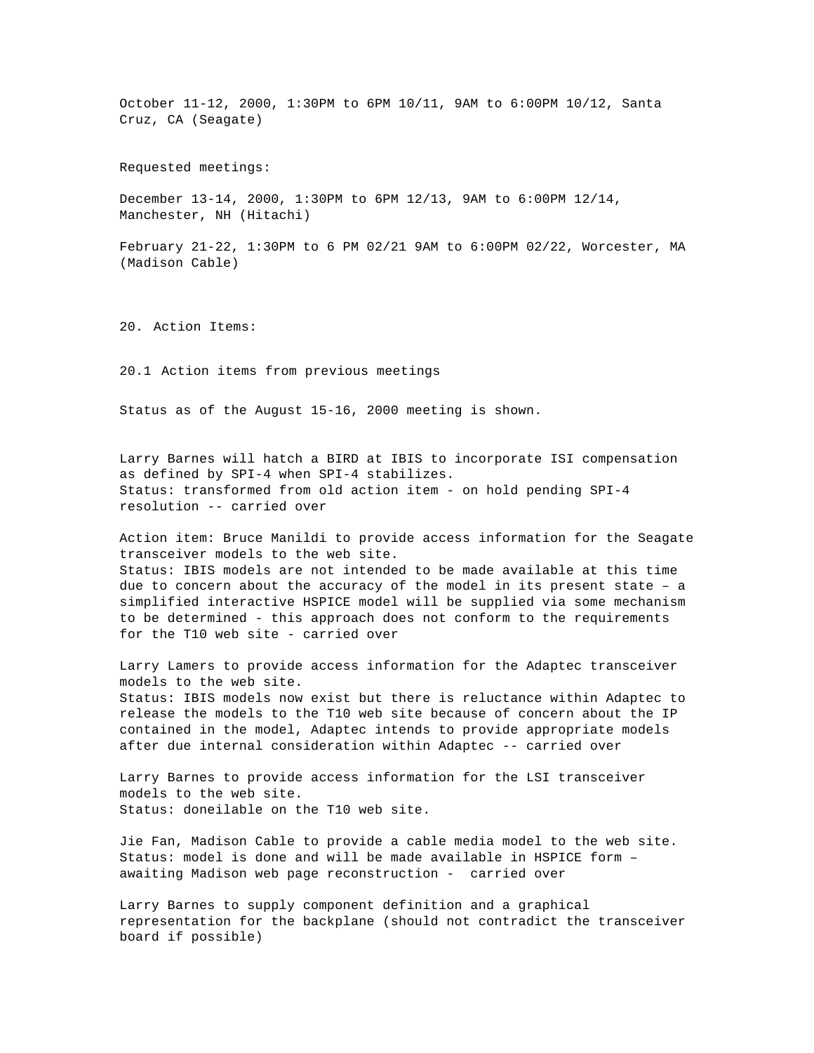October 11-12, 2000, 1:30PM to 6PM 10/11, 9AM to 6:00PM 10/12, Santa Cruz, CA (Seagate)

Requested meetings:

December 13-14, 2000, 1:30PM to 6PM 12/13, 9AM to 6:00PM 12/14, Manchester, NH (Hitachi)

February 21-22, 1:30PM to 6 PM 02/21 9AM to 6:00PM 02/22, Worcester, MA (Madison Cable)

## 20. Action Items:

### 20.1 Action items from previous meetings

Status as of the August 15-16, 2000 meeting is shown.

Larry Barnes will hatch a BIRD at IBIS to incorporate ISI compensation as defined by SPI-4 when SPI-4 stabilizes.
Status: transformed from old action item - on hold pending SPI-4 resolution -- carried over

Action item: Bruce Manildi to provide access information for the Seagate transceiver models to the web site.
Status: IBIS models are not intended to be made available at this time due to concern about the accuracy of the model in its present state – a simplified interactive HSPICE model will be supplied via some mechanism to be determined - this approach does not conform to the requirements for the T10 web site - carried over

Larry Lamers to provide access information for the Adaptec transceiver models to the web site.
Status: IBIS models now exist but there is reluctance within Adaptec to release the models to the T10 web site because of concern about the IP contained in the model, Adaptec intends to provide appropriate models after due internal consideration within Adaptec -- carried over

Larry Barnes to provide access information for the LSI transceiver models to the web site.
Status: doneilable on the T10 web site.

Jie Fan, Madison Cable to provide a cable media model to the web site.
Status: model is done and will be made available in HSPICE form – awaiting Madison web page reconstruction - carried over

Larry Barnes to supply component definition and a graphical representation for the backplane (should not contradict the transceiver board if possible)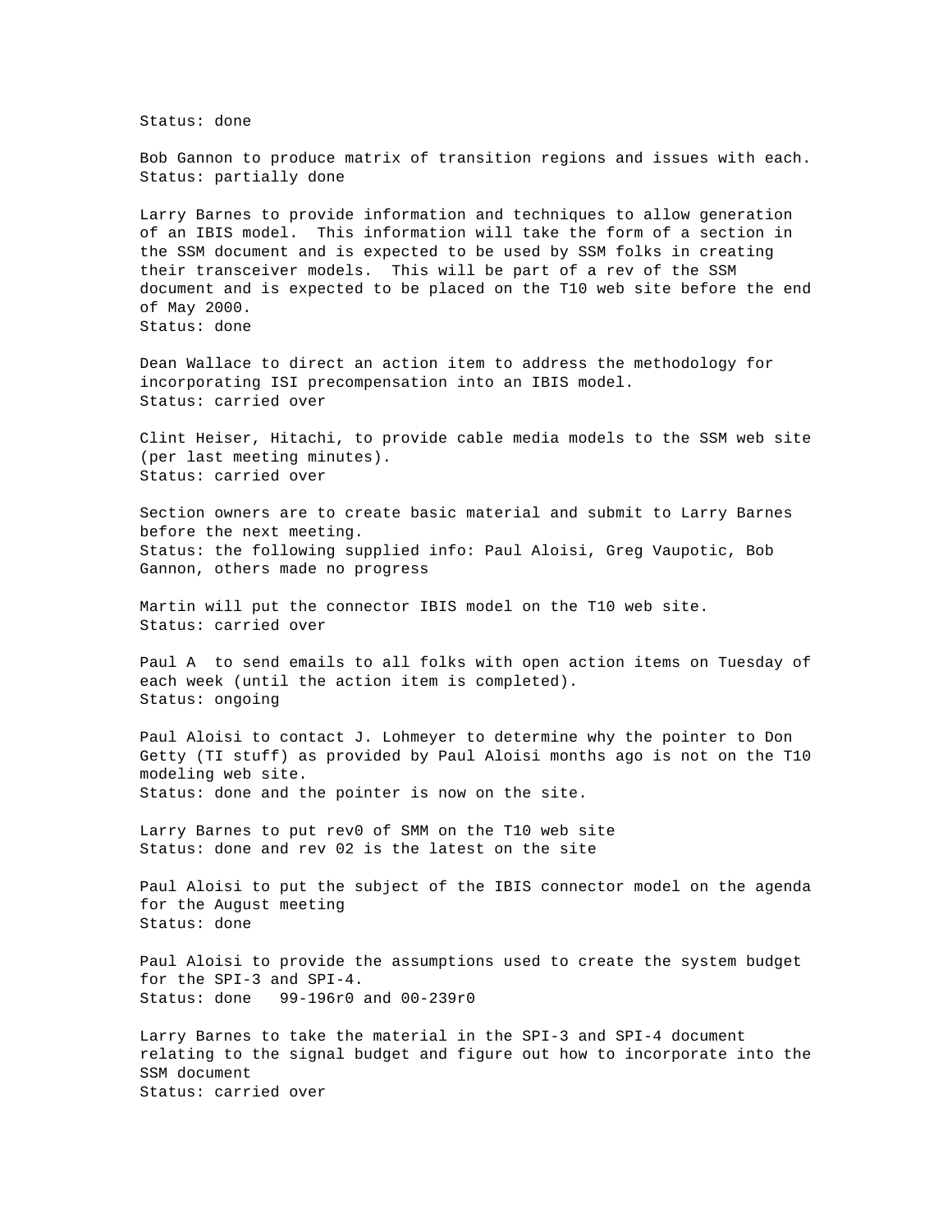Status: done

Bob Gannon to produce matrix of transition regions and issues with each.
Status: partially done

Larry Barnes to provide information and techniques to allow generation of an IBIS model. This information will take the form of a section in the SSM document and is expected to be used by SSM folks in creating their transceiver models. This will be part of a rev of the SSM document and is expected to be placed on the T10 web site before the end of May 2000.
Status: done

Dean Wallace to direct an action item to address the methodology for incorporating ISI precompensation into an IBIS model.
Status: carried over

Clint Heiser, Hitachi, to provide cable media models to the SSM web site (per last meeting minutes).
Status: carried over

Section owners are to create basic material and submit to Larry Barnes before the next meeting.
Status: the following supplied info: Paul Aloisi, Greg Vaupotic, Bob Gannon, others made no progress

Martin will put the connector IBIS model on the T10 web site.
Status: carried over

Paul A to send emails to all folks with open action items on Tuesday of each week (until the action item is completed).
Status: ongoing

Paul Aloisi to contact J. Lohmeyer to determine why the pointer to Don Getty (TI stuff) as provided by Paul Aloisi months ago is not on the T10 modeling web site.
Status: done and the pointer is now on the site.

Larry Barnes to put rev0 of SMM on the T10 web site
Status: done and rev 02 is the latest on the site

Paul Aloisi to put the subject of the IBIS connector model on the agenda for the August meeting
Status: done

Paul Aloisi to provide the assumptions used to create the system budget for the SPI-3 and SPI-4.
Status: done 99-196r0 and 00-239r0

Larry Barnes to take the material in the SPI-3 and SPI-4 document relating to the signal budget and figure out how to incorporate into the SSM document
Status: carried over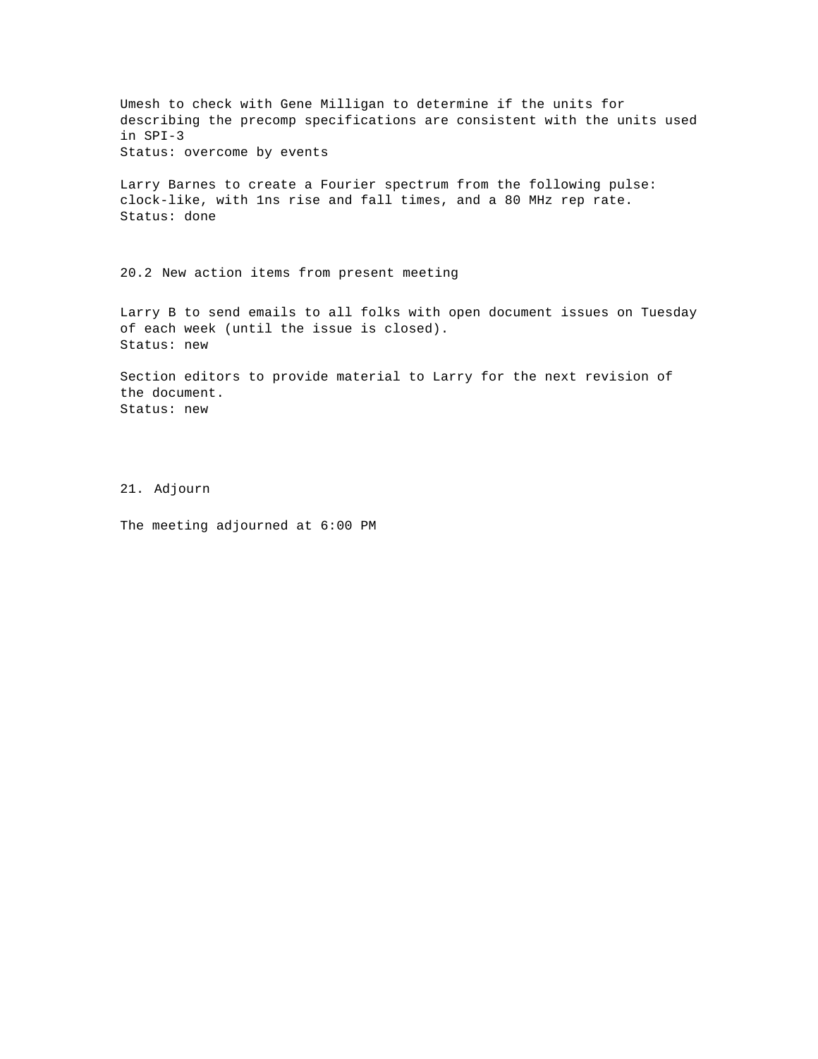Umesh to check with Gene Milligan to determine if the units for describing the precomp specifications are consistent with the units used in SPI-3
Status: overcome by events

Larry Barnes to create a Fourier spectrum from the following pulse: clock-like, with 1ns rise and fall times, and a 80 MHz rep rate.
Status: done

### 20.2 New action items from present meeting

Larry B to send emails to all folks with open document issues on Tuesday of each week (until the issue is closed).
Status: new

Section editors to provide material to Larry for the next revision of the document.
Status: new

## 21. Adjourn

The meeting adjourned at 6:00 PM